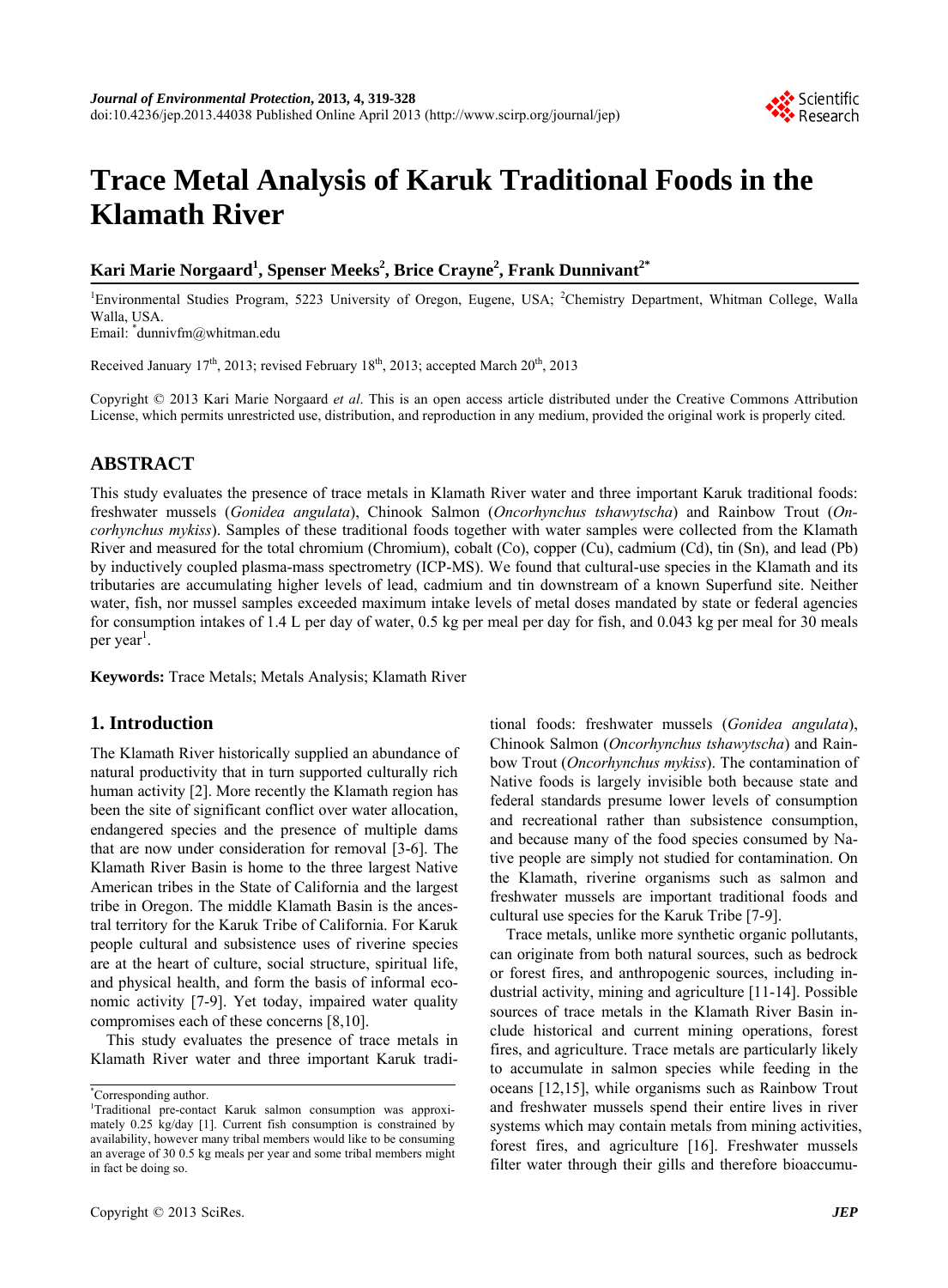# Trace Metal Analysis of Karuk Traditional Foods in the Klamath River

**Kari Marie Norgaard[1], Spenser Meeks[2], Brice Crayne[2], Frank Dunnivant[2*]**

[1]Environmental Studies Program, 5223 University of Oregon, Eugene, USA; [2]Chemistry Department, Whitman College, Walla Walla, USA.
Email: [*]dunnivfm@whitman.edu

Received January 17[th], 2013; revised February 18[th], 2013; accepted March 20[th], 2013

Copyright © 2013 Kari Marie Norgaard *et al*. This is an open access article distributed under the Creative Commons Attribution License, which permits unrestricted use, distribution, and reproduction in any medium, provided the original work is properly cited.

## ABSTRACT

This study evaluates the presence of trace metals in Klamath River water and three important Karuk traditional foods: freshwater mussels (*Gonidea angulata*), Chinook Salmon (*Oncorhynchus tshawytscha*) and Rainbow Trout (*Oncorhynchus mykiss*). Samples of these traditional foods together with water samples were collected from the Klamath River and measured for the total chromium (Chromium), cobalt (Co), copper (Cu), cadmium (Cd), tin (Sn), and lead (Pb) by inductively coupled plasma-mass spectrometry (ICP-MS). We found that cultural-use species in the Klamath and its tributaries are accumulating higher levels of lead, cadmium and tin downstream of a known Superfund site. Neither water, fish, nor mussel samples exceeded maximum intake levels of metal doses mandated by state or federal agencies for consumption intakes of 1.4 L per day of water, 0.5 kg per meal per day for fish, and 0.043 kg per meal for 30 meals per year[1].

**Keywords:** Trace Metals; Metals Analysis; Klamath River

## 1. Introduction

The Klamath River historically supplied an abundance of natural productivity that in turn supported culturally rich human activity [2]. More recently the Klamath region has been the site of significant conflict over water allocation, endangered species and the presence of multiple dams that are now under consideration for removal [3-6]. The Klamath River Basin is home to the three largest Native American tribes in the State of California and the largest tribe in Oregon. The middle Klamath Basin is the ancestral territory for the Karuk Tribe of California. For Karuk people cultural and subsistence uses of riverine species are at the heart of culture, social structure, spiritual life, and physical health, and form the basis of informal economic activity [7-9]. Yet today, impaired water quality compromises each of these concerns [8,10].

This study evaluates the presence of trace metals in Klamath River water and three important Karuk traditional foods: freshwater mussels (*Gonidea angulata*), Chinook Salmon (*Oncorhynchus tshawytscha*) and Rainbow Trout (*Oncorhynchus mykiss*). The contamination of Native foods is largely invisible both because state and federal standards presume lower levels of consumption and recreational rather than subsistence consumption, and because many of the food species consumed by Native people are simply not studied for contamination. On the Klamath, riverine organisms such as salmon and freshwater mussels are important traditional foods and cultural use species for the Karuk Tribe [7-9].

Trace metals, unlike more synthetic organic pollutants, can originate from both natural sources, such as bedrock or forest fires, and anthropogenic sources, including industrial activity, mining and agriculture [11-14]. Possible sources of trace metals in the Klamath River Basin include historical and current mining operations, forest fires, and agriculture. Trace metals are particularly likely to accumulate in salmon species while feeding in the oceans [12,15], while organisms such as Rainbow Trout and freshwater mussels spend their entire lives in river systems which may contain metals from mining activities, forest fires, and agriculture [16]. Freshwater mussels filter water through their gills and therefore bioaccumu-

---

[*]Corresponding author.

[1]Traditional pre-contact Karuk salmon consumption was approximately 0.25 kg/day [1]. Current fish consumption is constrained by availability, however many tribal members would like to be consuming an average of 30 0.5 kg meals per year and some tribal members might in fact be doing so.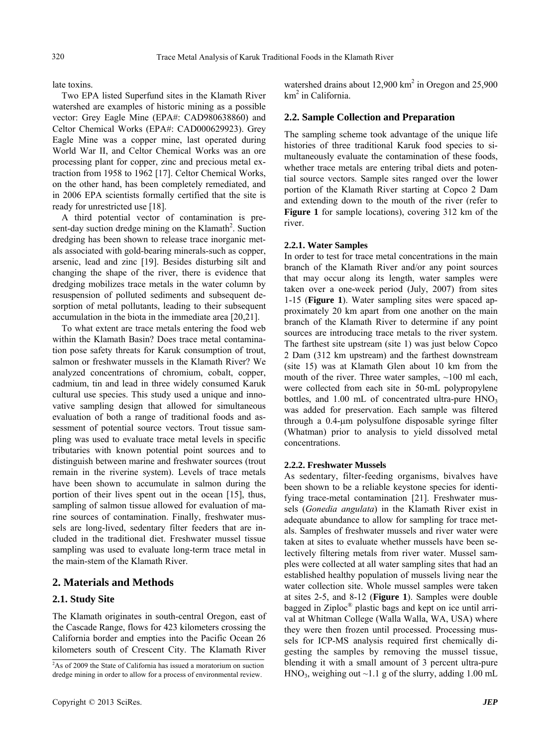late toxins.

Two EPA listed Superfund sites in the Klamath River watershed are examples of historic mining as a possible vector: Grey Eagle Mine (EPA#: CAD980638860) and Celtor Chemical Works (EPA#: CAD000629923). Grey Eagle Mine was a copper mine, last operated during World War II, and Celtor Chemical Works was an ore processing plant for copper, zinc and precious metal extraction from 1958 to 1962 [17]. Celtor Chemical Works, on the other hand, has been completely remediated, and in 2006 EPA scientists formally certified that the site is ready for unrestricted use [18].

A third potential vector of contamination is present-day suction dredge mining on the Klamath[2]. Suction dredging has been shown to release trace inorganic metals associated with gold-bearing minerals-such as copper, arsenic, lead and zinc [19]. Besides disturbing silt and changing the shape of the river, there is evidence that dredging mobilizes trace metals in the water column by resuspension of polluted sediments and subsequent desorption of metal pollutants, leading to their subsequent accumulation in the biota in the immediate area [20,21].

To what extent are trace metals entering the food web within the Klamath Basin? Does trace metal contamination pose safety threats for Karuk consumption of trout, salmon or freshwater mussels in the Klamath River? We analyzed concentrations of chromium, cobalt, copper, cadmium, tin and lead in three widely consumed Karuk cultural use species. This study used a unique and innovative sampling design that allowed for simultaneous evaluation of both a range of traditional foods and assessment of potential source vectors. Trout tissue sampling was used to evaluate trace metal levels in specific tributaries with known potential point sources and to distinguish between marine and freshwater sources (trout remain in the riverine system). Levels of trace metals have been shown to accumulate in salmon during the portion of their lives spent out in the ocean [15], thus, sampling of salmon tissue allowed for evaluation of marine sources of contamination. Finally, freshwater mussels are long-lived, sedentary filter feeders that are included in the traditional diet. Freshwater mussel tissue sampling was used to evaluate long-term trace metal in the main-stem of the Klamath River.

## 2. Materials and Methods

### 2.1. Study Site

The Klamath originates in south-central Oregon, east of the Cascade Range, flows for 423 kilometers crossing the California border and empties into the Pacific Ocean 26 kilometers south of Crescent City. The Klamath River watershed drains about 12,900 km$^2$ in Oregon and 25,900 km$^2$ in California.

### 2.2. Sample Collection and Preparation

The sampling scheme took advantage of the unique life histories of three traditional Karuk food species to simultaneously evaluate the contamination of these foods, whether trace metals are entering tribal diets and potential source vectors. Sample sites ranged over the lower portion of the Klamath River starting at Copco 2 Dam and extending down to the mouth of the river (refer to **Figure 1** for sample locations), covering 312 km of the river.

#### 2.2.1. Water Samples

In order to test for trace metal concentrations in the main branch of the Klamath River and/or any point sources that may occur along its length, water samples were taken over a one-week period (July, 2007) from sites 1-15 (**Figure 1**). Water sampling sites were spaced approximately 20 km apart from one another on the main branch of the Klamath River to determine if any point sources are introducing trace metals to the river system. The farthest site upstream (site 1) was just below Copco 2 Dam (312 km upstream) and the farthest downstream (site 15) was at Klamath Glen about 10 km from the mouth of the river. Three water samples, ~100 ml each, were collected from each site in 50-mL polypropylene bottles, and 1.00 mL of concentrated ultra-pure $HNO_3$ was added for preservation. Each sample was filtered through a 0.4-μm polysulfone disposable syringe filter (Whatman) prior to analysis to yield dissolved metal concentrations.

#### 2.2.2. Freshwater Mussels

As sedentary, filter-feeding organisms, bivalves have been shown to be a reliable keystone species for identifying trace-metal contamination [21]. Freshwater mussels (*Gonedia angulata*) in the Klamath River exist in adequate abundance to allow for sampling for trace metals. Samples of freshwater mussels and river water were taken at sites to evaluate whether mussels have been selectively filtering metals from river water. Mussel samples were collected at all water sampling sites that had an established healthy population of mussels living near the water collection site. Whole mussel samples were taken at sites 2-5, and 8-12 (**Figure 1**). Samples were double bagged in Ziploc® plastic bags and kept on ice until arrival at Whitman College (Walla Walla, WA, USA) where they were then frozen until processed. Processing mussels for ICP-MS analysis required first chemically digesting the samples by removing the mussel tissue, blending it with a small amount of 3 percent ultra-pure $HNO_3$, weighing out ~1.1 g of the slurry, adding 1.00 mL

[2]As of 2009 the State of California has issued a moratorium on suction dredge mining in order to allow for a process of environmental review.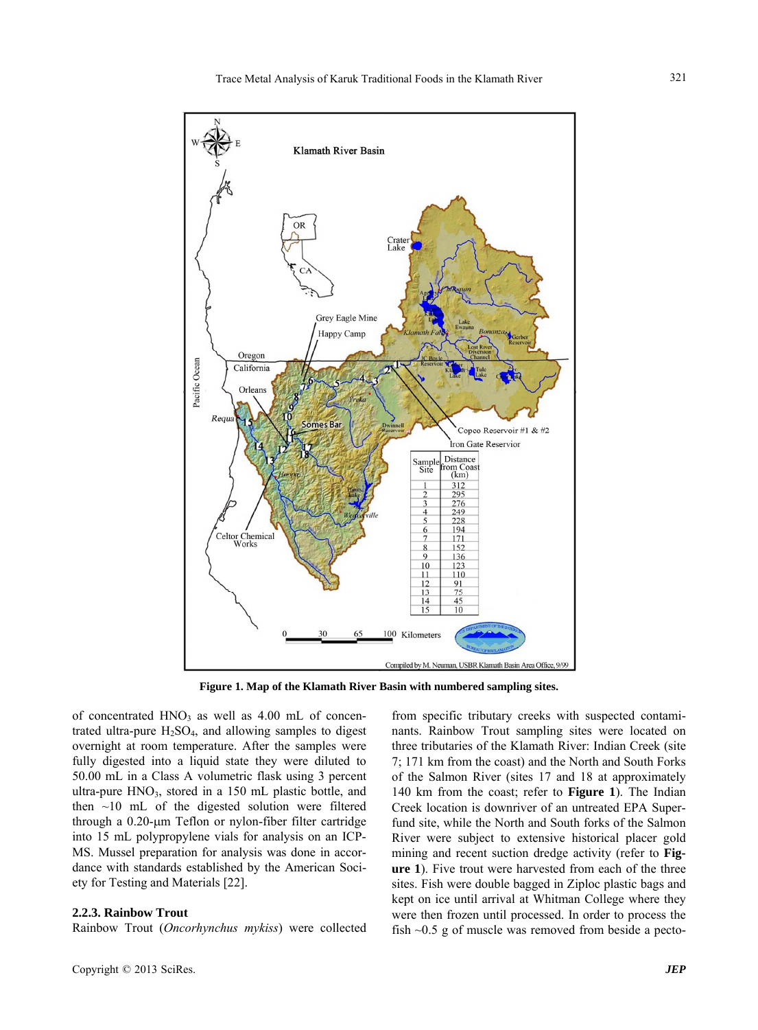Figure 1. Map of the Klamath River Basin with numbered sampling sites.

of concentrated $HNO_3$ as well as 4.00 mL of concentrated ultra-pure $H_2SO_4$, and allowing samples to digest overnight at room temperature. After the samples were fully digested into a liquid state they were diluted to 50.00 mL in a Class A volumetric flask using 3 percent ultra-pure $HNO_3$, stored in a 150 mL plastic bottle, and then ~10 mL of the digested solution were filtered through a 0.20-μm Teflon or nylon-fiber filter cartridge into 15 mL polypropylene vials for analysis on an ICP-MS. Mussel preparation for analysis was done in accordance with standards established by the American Society for Testing and Materials [22].

#### 2.2.3. Rainbow Trout

Rainbow Trout (*Oncorhynchus mykiss*) were collected from specific tributary creeks with suspected contaminants. Rainbow Trout sampling sites were located on three tributaries of the Klamath River: Indian Creek (site 7; 171 km from the coast) and the North and South Forks of the Salmon River (sites 17 and 18 at approximately 140 km from the coast; refer to **Figure 1**). The Indian Creek location is downriver of an untreated EPA Superfund site, while the North and South forks of the Salmon River were subject to extensive historical placer gold mining and recent suction dredge activity (refer to **Figure 1**). Five trout were harvested from each of the three sites. Fish were double bagged in Ziploc plastic bags and kept on ice until arrival at Whitman College where they were then frozen until processed. In order to process the fish ~0.5 g of muscle was removed from beside a pecto-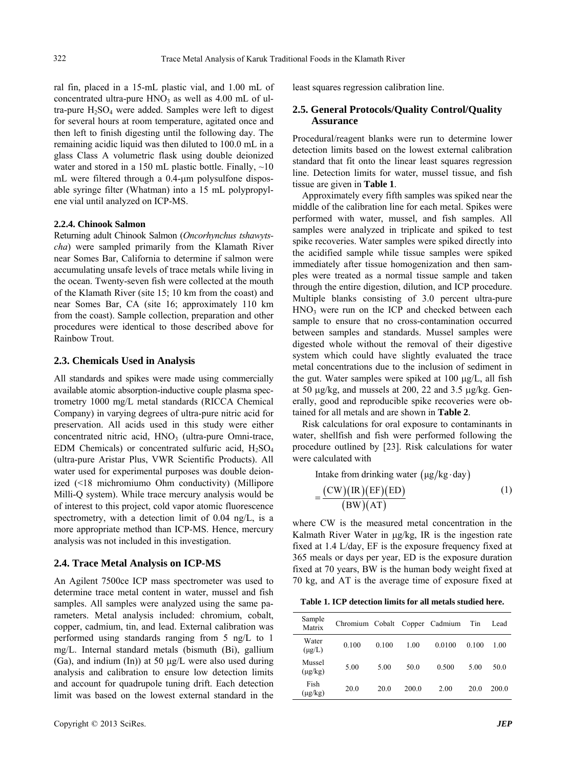ral fin, placed in a 15-mL plastic vial, and 1.00 mL of concentrated ultra-pure $HNO_3$ as well as 4.00 mL of ultra-pure $H_2SO_4$ were added. Samples were left to digest for several hours at room temperature, agitated once and then left to finish digesting until the following day. The remaining acidic liquid was then diluted to 100.0 mL in a glass Class A volumetric flask using double deionized water and stored in a 150 mL plastic bottle. Finally, ~10 mL were filtered through a 0.4-μm polysulfone disposable syringe filter (Whatman) into a 15 mL polypropylene vial until analyzed on ICP-MS.

#### 2.2.4. Chinook Salmon

Returning adult Chinook Salmon (*Oncorhynchus tshawytscha*) were sampled primarily from the Klamath River near Somes Bar, California to determine if salmon were accumulating unsafe levels of trace metals while living in the ocean. Twenty-seven fish were collected at the mouth of the Klamath River (site 15; 10 km from the coast) and near Somes Bar, CA (site 16; approximately 110 km from the coast). Sample collection, preparation and other procedures were identical to those described above for Rainbow Trout.

### 2.3. Chemicals Used in Analysis

All standards and spikes were made using commercially available atomic absorption-inductive couple plasma spectrometry 1000 mg/L metal standards (RICCA Chemical Company) in varying degrees of ultra-pure nitric acid for preservation. All acids used in this study were either concentrated nitric acid, $HNO_3$ (ultra-pure Omni-trace, EDM Chemicals) or concentrated sulfuric acid, $H_2SO_4$ (ultra-pure Aristar Plus, VWR Scientific Products). All water used for experimental purposes was double deionized (<18 michromiumo Ohm conductivity) (Millipore Milli-Q system). While trace mercury analysis would be of interest to this project, cold vapor atomic fluorescence spectrometry, with a detection limit of 0.04 ng/L, is a more appropriate method than ICP-MS. Hence, mercury analysis was not included in this investigation.

### 2.4. Trace Metal Analysis on ICP-MS

An Agilent 7500ce ICP mass spectrometer was used to determine trace metal content in water, mussel and fish samples. All samples were analyzed using the same parameters. Metal analysis included: chromium, cobalt, copper, cadmium, tin, and lead. External calibration was performed using standards ranging from 5 ng/L to 1 mg/L. Internal standard metals (bismuth (Bi), gallium (Ga), and indium (In)) at 50 μg/L were also used during analysis and calibration to ensure low detection limits and account for quadrupole tuning drift. Each detection limit was based on the lowest external standard in the least squares regression calibration line.

### 2.5. General Protocols/Quality Control/Quality Assurance

Procedural/reagent blanks were run to determine lower detection limits based on the lowest external calibration standard that fit onto the linear least squares regression line. Detection limits for water, mussel tissue, and fish tissue are given in **Table 1**.

Approximately every fifth samples was spiked near the middle of the calibration line for each metal. Spikes were performed with water, mussel, and fish samples. All samples were analyzed in triplicate and spiked to test spike recoveries. Water samples were spiked directly into the acidified sample while tissue samples were spiked immediately after tissue homogenization and then samples were treated as a normal tissue sample and taken through the entire digestion, dilution, and ICP procedure. Multiple blanks consisting of 3.0 percent ultra-pure $HNO_3$ were run on the ICP and checked between each sample to ensure that no cross-contamination occurred between samples and standards. Mussel samples were digested whole without the removal of their digestive system which could have slightly evaluated the trace metal concentrations due to the inclusion of sediment in the gut. Water samples were spiked at 100 μg/L, all fish at 50 μg/kg, and mussels at 200, 22 and 3.5 μg/kg. Generally, good and reproducible spike recoveries were obtained for all metals and are shown in **Table 2**.

Risk calculations for oral exposure to contaminants in water, shellfish and fish were performed following the procedure outlined by [23]. Risk calculations for water were calculated with

$$\text{Intake from drinking water } (\mu\text{g/kg}\cdot\text{day}) = \frac{(\text{CW})(\text{IR})(\text{EF})(\text{ED})}{(\text{BW})(\text{AT})} \quad (1)$$

where CW is the measured metal concentration in the Kalmath River Water in μg/kg, IR is the ingestion rate fixed at 1.4 L/day, EF is the exposure frequency fixed at 365 meals or days per year, ED is the exposure duration fixed at 70 years, BW is the human body weight fixed at 70 kg, and AT is the average time of exposure fixed at

**Table 1. ICP detection limits for all metals studied here.**

| Sample Matrix | Chromium | Cobalt | Copper | Cadmium | Tin | Lead |
|---|---|---|---|---|---|---|
| Water (μg/L) | 0.100 | 0.100 | 1.00 | 0.0100 | 0.100 | 1.00 |
| Mussel (μg/kg) | 5.00 | 5.00 | 50.0 | 0.500 | 5.00 | 50.0 |
| Fish (μg/kg) | 20.0 | 20.0 | 200.0 | 2.00 | 20.0 | 200.0 |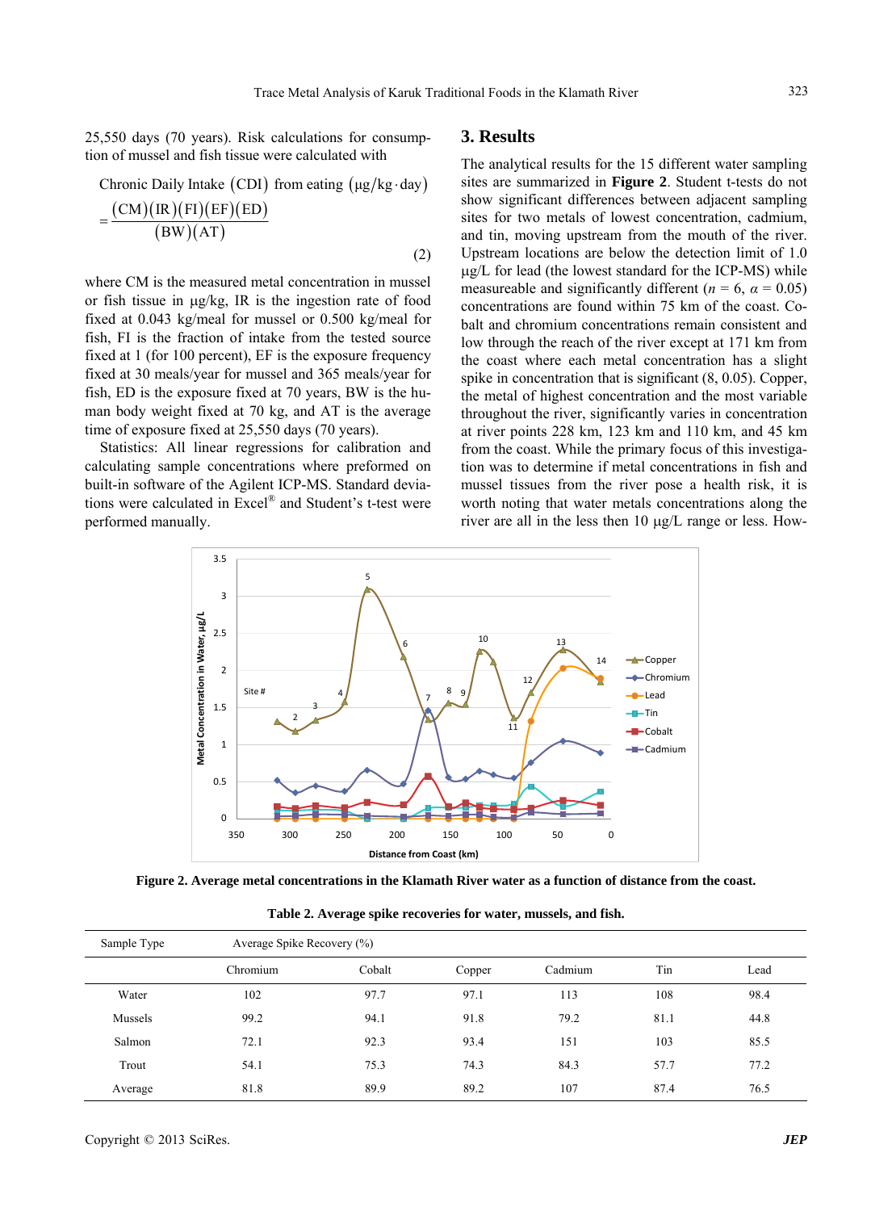25,550 days (70 years). Risk calculations for consumption of mussel and fish tissue were calculated with

$$\text{Chronic Daily Intake (CDI) from eating } (\mu\text{g/kg}\cdot\text{day}) = \frac{(\text{CM})(\text{IR})(\text{FI})(\text{EF})(\text{ED})}{(\text{BW})(\text{AT})} \quad (2)$$

where CM is the measured metal concentration in mussel or fish tissue in μg/kg, IR is the ingestion rate of food fixed at 0.043 kg/meal for mussel or 0.500 kg/meal for fish, FI is the fraction of intake from the tested source fixed at 1 (for 100 percent), EF is the exposure frequency fixed at 30 meals/year for mussel and 365 meals/year for fish, ED is the exposure fixed at 70 years, BW is the human body weight fixed at 70 kg, and AT is the average time of exposure fixed at 25,550 days (70 years).

Statistics: All linear regressions for calibration and calculating sample concentrations where preformed on built-in software of the Agilent ICP-MS. Standard deviations were calculated in Excel® and Student's t-test were performed manually.

## 3. Results

The analytical results for the 15 different water sampling sites are summarized in **Figure 2**. Student t-tests do not show significant differences between adjacent sampling sites for two metals of lowest concentration, cadmium, and tin, moving upstream from the mouth of the river. Upstream locations are below the detection limit of 1.0 μg/L for lead (the lowest standard for the ICP-MS) while measureable and significantly different ($n = 6$, $\alpha = 0.05$) concentrations are found within 75 km of the coast. Cobalt and chromium concentrations remain consistent and low through the reach of the river except at 171 km from the coast where each metal concentration has a slight spike in concentration that is significant (8, 0.05). Copper, the metal of highest concentration and the most variable throughout the river, significantly varies in concentration at river points 228 km, 123 km and 110 km, and 45 km from the coast. While the primary focus of this investigation was to determine if metal concentrations in fish and mussel tissues from the river pose a health risk, it is worth noting that water metals concentrations along the river are all in the less then 10 μg/L range or less. How-

**Figure 2. Average metal concentrations in the Klamath River water as a function of distance from the coast.**

**Table 2. Average spike recoveries for water, mussels, and fish.**

| Sample Type | Average Spike Recovery (%) | | | | | |
|---|---|---|---|---|---|---|
| | Chromium | Cobalt | Copper | Cadmium | Tin | Lead |
| Water | 102 | 97.7 | 97.1 | 113 | 108 | 98.4 |
| Mussels | 99.2 | 94.1 | 91.8 | 79.2 | 81.1 | 44.8 |
| Salmon | 72.1 | 92.3 | 93.4 | 151 | 103 | 85.5 |
| Trout | 54.1 | 75.3 | 74.3 | 84.3 | 57.7 | 77.2 |
| Average | 81.8 | 89.9 | 89.2 | 107 | 87.4 | 76.5 |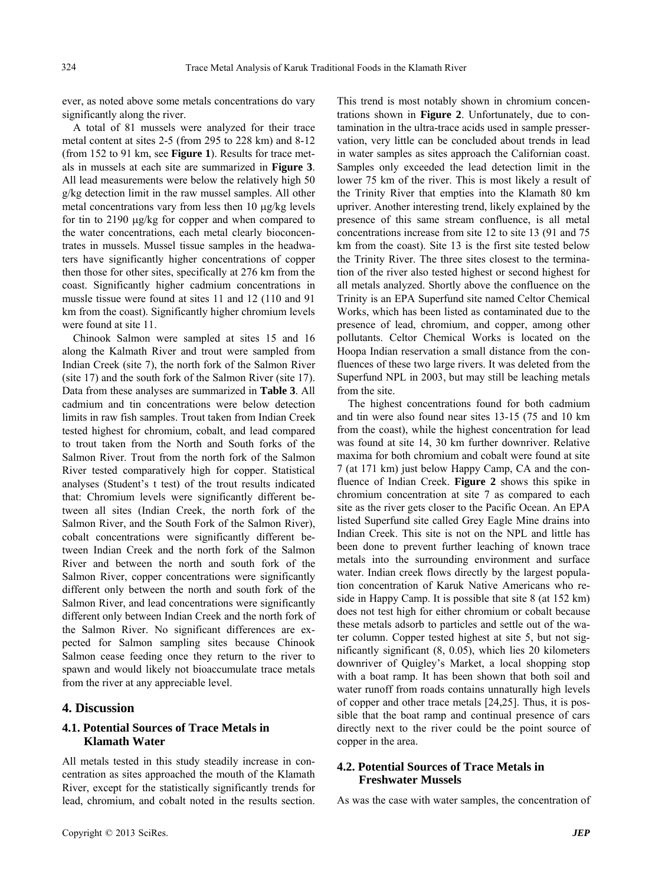ever, as noted above some metals concentrations do vary significantly along the river.

A total of 81 mussels were analyzed for their trace metal content at sites 2-5 (from 295 to 228 km) and 8-12 (from 152 to 91 km, see **Figure 1**). Results for trace metals in mussels at each site are summarized in **Figure 3**. All lead measurements were below the relatively high 50 g/kg detection limit in the raw mussel samples. All other metal concentrations vary from less then 10 μg/kg levels for tin to 2190 μg/kg for copper and when compared to the water concentrations, each metal clearly bioconcentrates in mussels. Mussel tissue samples in the headwaters have significantly higher concentrations of copper then those for other sites, specifically at 276 km from the coast. Significantly higher cadmium concentrations in mussle tissue were found at sites 11 and 12 (110 and 91 km from the coast). Significantly higher chromium levels were found at site 11.

Chinook Salmon were sampled at sites 15 and 16 along the Kalmath River and trout were sampled from Indian Creek (site 7), the north fork of the Salmon River (site 17) and the south fork of the Salmon River (site 17). Data from these analyses are summarized in **Table 3**. All cadmium and tin concentrations were below detection limits in raw fish samples. Trout taken from Indian Creek tested highest for chromium, cobalt, and lead compared to trout taken from the North and South forks of the Salmon River. Trout from the north fork of the Salmon River tested comparatively high for copper. Statistical analyses (Student's t test) of the trout results indicated that: Chromium levels were significantly different between all sites (Indian Creek, the north fork of the Salmon River, and the South Fork of the Salmon River), cobalt concentrations were significantly different between Indian Creek and the north fork of the Salmon River and between the north and south fork of the Salmon River, copper concentrations were significantly different only between the north and south fork of the Salmon River, and lead concentrations were significantly different only between Indian Creek and the north fork of the Salmon River. No significant differences are expected for Salmon sampling sites because Chinook Salmon cease feeding once they return to the river to spawn and would likely not bioaccumulate trace metals from the river at any appreciable level.

## 4. Discussion

### 4.1. Potential Sources of Trace Metals in Klamath Water

All metals tested in this study steadily increase in concentration as sites approached the mouth of the Klamath River, except for the statistically significantly trends for lead, chromium, and cobalt noted in the results section. This trend is most notably shown in chromium concentrations shown in **Figure 2**. Unfortunately, due to contamination in the ultra-trace acids used in sample presservation, very little can be concluded about trends in lead in water samples as sites approach the Californian coast. Samples only exceeded the lead detection limit in the lower 75 km of the river. This is most likely a result of the Trinity River that empties into the Klamath 80 km upriver. Another interesting trend, likely explained by the presence of this same stream confluence, is all metal concentrations increase from site 12 to site 13 (91 and 75 km from the coast). Site 13 is the first site tested below the Trinity River. The three sites closest to the termination of the river also tested highest or second highest for all metals analyzed. Shortly above the confluence on the Trinity is an EPA Superfund site named Celtor Chemical Works, which has been listed as contaminated due to the presence of lead, chromium, and copper, among other pollutants. Celtor Chemical Works is located on the Hoopa Indian reservation a small distance from the confluences of these two large rivers. It was deleted from the Superfund NPL in 2003, but may still be leaching metals from the site.

The highest concentrations found for both cadmium and tin were also found near sites 13-15 (75 and 10 km from the coast), while the highest concentration for lead was found at site 14, 30 km further downriver. Relative maxima for both chromium and cobalt were found at site 7 (at 171 km) just below Happy Camp, CA and the confluence of Indian Creek. **Figure 2** shows this spike in chromium concentration at site 7 as compared to each site as the river gets closer to the Pacific Ocean. An EPA listed Superfund site called Grey Eagle Mine drains into Indian Creek. This site is not on the NPL and little has been done to prevent further leaching of known trace metals into the surrounding environment and surface water. Indian creek flows directly by the largest population concentration of Karuk Native Americans who reside in Happy Camp. It is possible that site 8 (at 152 km) does not test high for either chromium or cobalt because these metals adsorb to particles and settle out of the water column. Copper tested highest at site 5, but not significantly significant (8, 0.05), which lies 20 kilometers downriver of Quigley's Market, a local shopping stop with a boat ramp. It has been shown that both soil and water runoff from roads contains unnaturally high levels of copper and other trace metals [24,25]. Thus, it is possible that the boat ramp and continual presence of cars directly next to the river could be the point source of copper in the area.

### 4.2. Potential Sources of Trace Metals in Freshwater Mussels

As was the case with water samples, the concentration of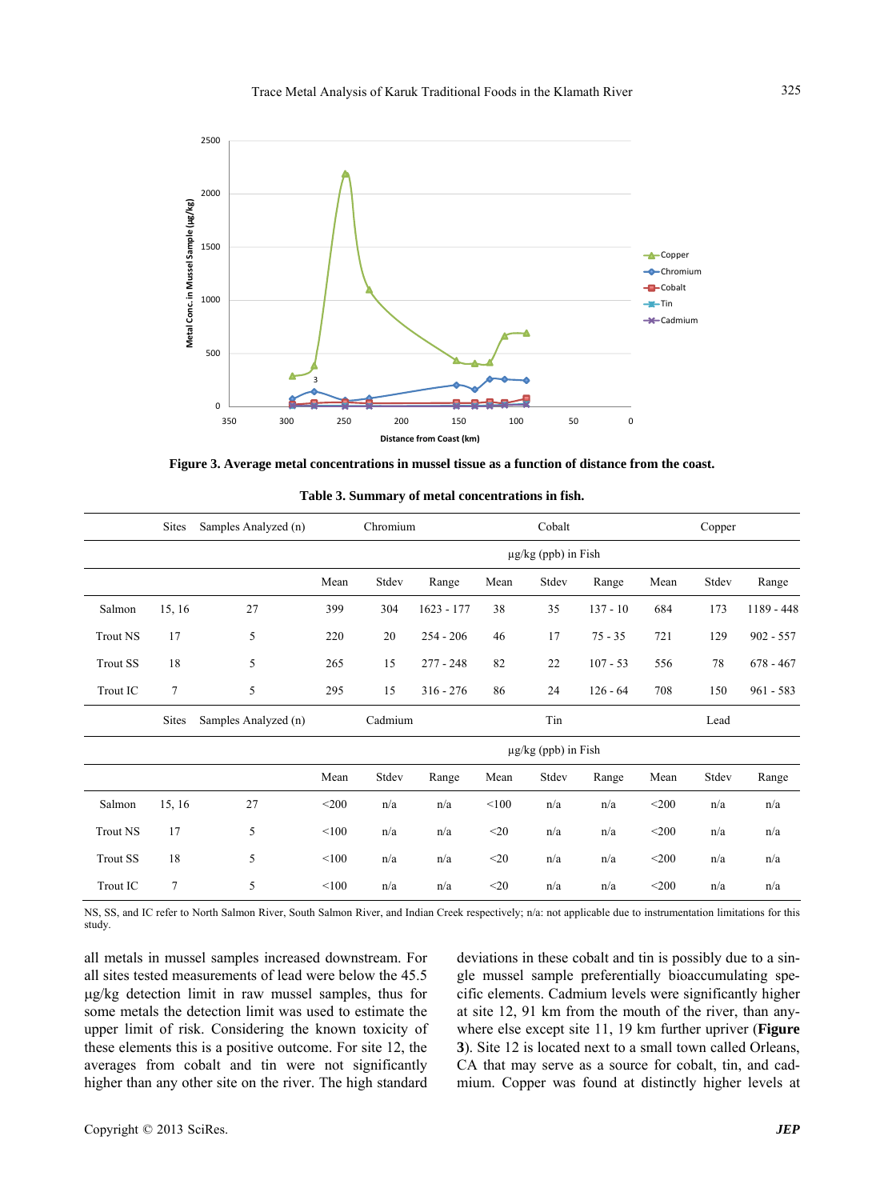Figure 3. Average metal concentrations in mussel tissue as a function of distance from the coast.

**Table 3. Summary of metal concentrations in fish.**

| | Sites | Samples Analyzed (n) | Chromium | | | Cobalt | | | Copper | | |
|---|---|---|---|---|---|---|---|---|---|---|---|
| | | | µg/kg (ppb) in Fish | | | | | | | | |
| | | | Mean | Stdev | Range | Mean | Stdev | Range | Mean | Stdev | Range |
| Salmon | 15, 16 | 27 | 399 | 304 | 1623 - 177 | 38 | 35 | 137 - 10 | 684 | 173 | 1189 - 448 |
| Trout NS | 17 | 5 | 220 | 20 | 254 - 206 | 46 | 17 | 75 - 35 | 721 | 129 | 902 - 557 |
| Trout SS | 18 | 5 | 265 | 15 | 277 - 248 | 82 | 22 | 107 - 53 | 556 | 78 | 678 - 467 |
| Trout IC | 7 | 5 | 295 | 15 | 316 - 276 | 86 | 24 | 126 - 64 | 708 | 150 | 961 - 583 |
| | **Sites** | **Samples Analyzed (n)** | **Cadmium** | | | **Tin** | | | **Lead** | | |
| | | | µg/kg (ppb) in Fish | | | | | | | | |
| | | | Mean | Stdev | Range | Mean | Stdev | Range | Mean | Stdev | Range |
| Salmon | 15, 16 | 27 | <200 | n/a | n/a | <100 | n/a | n/a | <200 | n/a | n/a |
| Trout NS | 17 | 5 | <100 | n/a | n/a | <20 | n/a | n/a | <200 | n/a | n/a |
| Trout SS | 18 | 5 | <100 | n/a | n/a | <20 | n/a | n/a | <200 | n/a | n/a |
| Trout IC | 7 | 5 | <100 | n/a | n/a | <20 | n/a | n/a | <200 | n/a | n/a |

NS, SS, and IC refer to North Salmon River, South Salmon River, and Indian Creek respectively; n/a: not applicable due to instrumentation limitations for this study.

all metals in mussel samples increased downstream. For all sites tested measurements of lead were below the 45.5 µg/kg detection limit in raw mussel samples, thus for some metals the detection limit was used to estimate the upper limit of risk. Considering the known toxicity of these elements this is a positive outcome. For site 12, the averages from cobalt and tin were not significantly higher than any other site on the river. The high standard deviations in these cobalt and tin is possibly due to a single mussel sample preferentially bioaccumulating specific elements. Cadmium levels were significantly higher at site 12, 91 km from the mouth of the river, than anywhere else except site 11, 19 km further upriver (**Figure 3**). Site 12 is located next to a small town called Orleans, CA that may serve as a source for cobalt, tin, and cadmium. Copper was found at distinctly higher levels at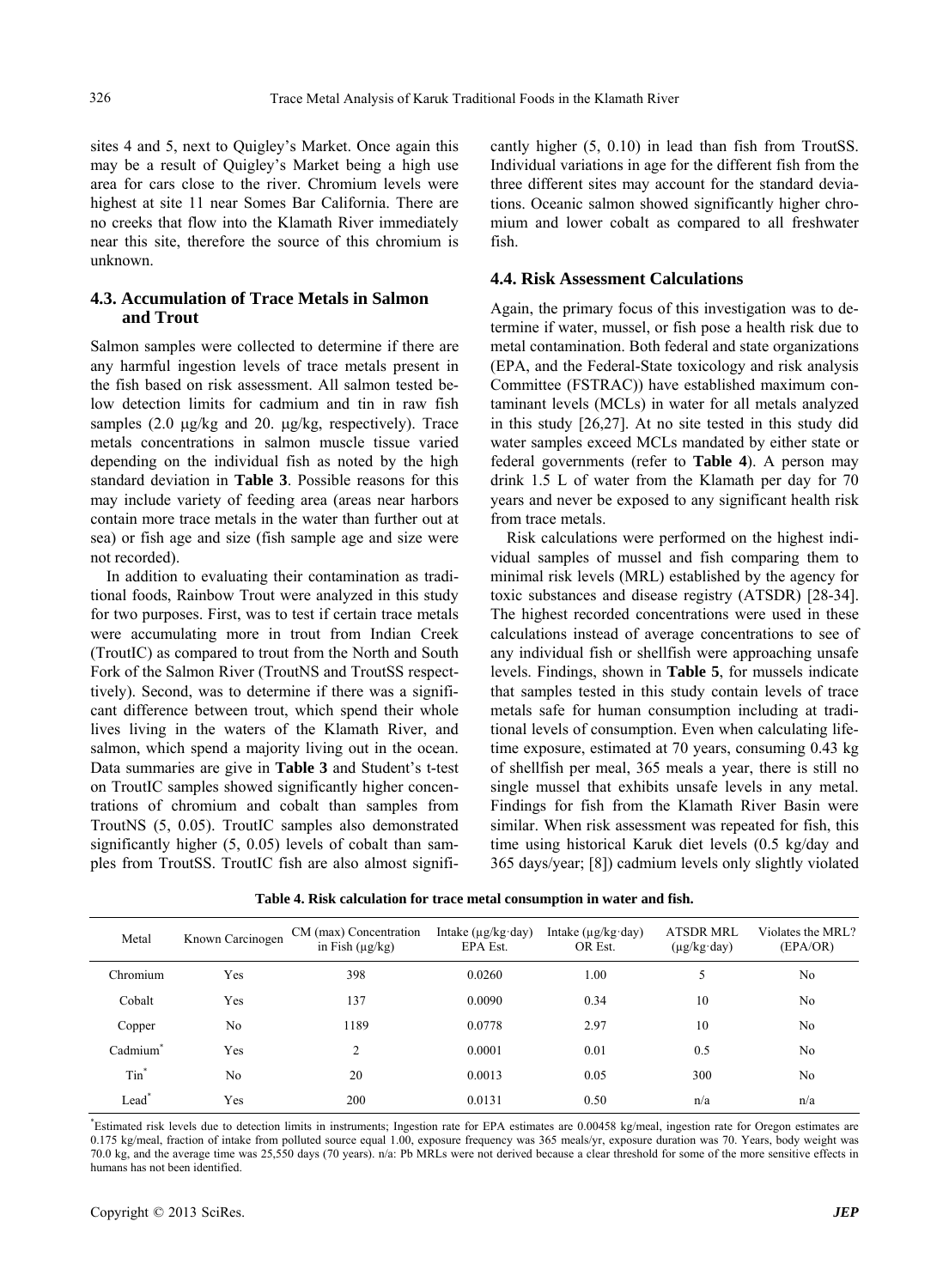sites 4 and 5, next to Quigley's Market. Once again this may be a result of Quigley's Market being a high use area for cars close to the river. Chromium levels were highest at site 11 near Somes Bar California. There are no creeks that flow into the Klamath River immediately near this site, therefore the source of this chromium is unknown.

### 4.3. Accumulation of Trace Metals in Salmon and Trout

Salmon samples were collected to determine if there are any harmful ingestion levels of trace metals present in the fish based on risk assessment. All salmon tested below detection limits for cadmium and tin in raw fish samples (2.0 μg/kg and 20. μg/kg, respectively). Trace metals concentrations in salmon muscle tissue varied depending on the individual fish as noted by the high standard deviation in **Table 3**. Possible reasons for this may include variety of feeding area (areas near harbors contain more trace metals in the water than further out at sea) or fish age and size (fish sample age and size were not recorded).

In addition to evaluating their contamination as traditional foods, Rainbow Trout were analyzed in this study for two purposes. First, was to test if certain trace metals were accumulating more in trout from Indian Creek (TroutIC) as compared to trout from the North and South Fork of the Salmon River (TroutNS and TroutSS respectively). Second, was to determine if there was a significant difference between trout, which spend their whole lives living in the waters of the Klamath River, and salmon, which spend a majority living out in the ocean. Data summaries are give in **Table 3** and Student's t-test on TroutIC samples showed significantly higher concentrations of chromium and cobalt than samples from TroutNS (5, 0.05). TroutIC samples also demonstrated significantly higher (5, 0.05) levels of cobalt than samples from TroutSS. TroutIC fish are also almost significantly higher (5, 0.10) in lead than fish from TroutSS. Individual variations in age for the different fish from the three different sites may account for the standard deviations. Oceanic salmon showed significantly higher chromium and lower cobalt as compared to all freshwater fish.

### 4.4. Risk Assessment Calculations

Again, the primary focus of this investigation was to determine if water, mussel, or fish pose a health risk due to metal contamination. Both federal and state organizations (EPA, and the Federal-State toxicology and risk analysis Committee (FSTRAC)) have established maximum contaminant levels (MCLs) in water for all metals analyzed in this study [26,27]. At no site tested in this study did water samples exceed MCLs mandated by either state or federal governments (refer to **Table 4**). A person may drink 1.5 L of water from the Klamath per day for 70 years and never be exposed to any significant health risk from trace metals.

Risk calculations were performed on the highest individual samples of mussel and fish comparing them to minimal risk levels (MRL) established by the agency for toxic substances and disease registry (ATSDR) [28-34]. The highest recorded concentrations were used in these calculations instead of average concentrations to see of any individual fish or shellfish were approaching unsafe levels. Findings, shown in **Table 5**, for mussels indicate that samples tested in this study contain levels of trace metals safe for human consumption including at traditional levels of consumption. Even when calculating lifetime exposure, estimated at 70 years, consuming 0.43 kg of shellfish per meal, 365 meals a year, there is still no single mussel that exhibits unsafe levels in any metal. Findings for fish from the Klamath River Basin were similar. When risk assessment was repeated for fish, this time using historical Karuk diet levels (0.5 kg/day and 365 days/year; [8]) cadmium levels only slightly violated

**Table 4. Risk calculation for trace metal consumption in water and fish.**

| Metal | Known Carcinogen | CM (max) Concentration in Fish (μg/kg) | Intake (μg/kg·day) EPA Est. | Intake (μg/kg·day) OR Est. | ATSDR MRL (μg/kg·day) | Violates the MRL? (EPA/OR) |
|---|---|---|---|---|---|---|
| Chromium | Yes | 398 | 0.0260 | 1.00 | 5 | No |
| Cobalt | Yes | 137 | 0.0090 | 0.34 | 10 | No |
| Copper | No | 1189 | 0.0778 | 2.97 | 10 | No |
| Cadmium* | Yes | 2 | 0.0001 | 0.01 | 0.5 | No |
| Tin* | No | 20 | 0.0013 | 0.05 | 300 | No |
| Lead* | Yes | 200 | 0.0131 | 0.50 | n/a | n/a |

*Estimated risk levels due to detection limits in instruments; Ingestion rate for EPA estimates are 0.00458 kg/meal, ingestion rate for Oregon estimates are 0.175 kg/meal, fraction of intake from polluted source equal 1.00, exposure frequency was 365 meals/yr, exposure duration was 70. Years, body weight was 70.0 kg, and the average time was 25,550 days (70 years). n/a: Pb MRLs were not derived because a clear threshold for some of the more sensitive effects in humans has not been identified.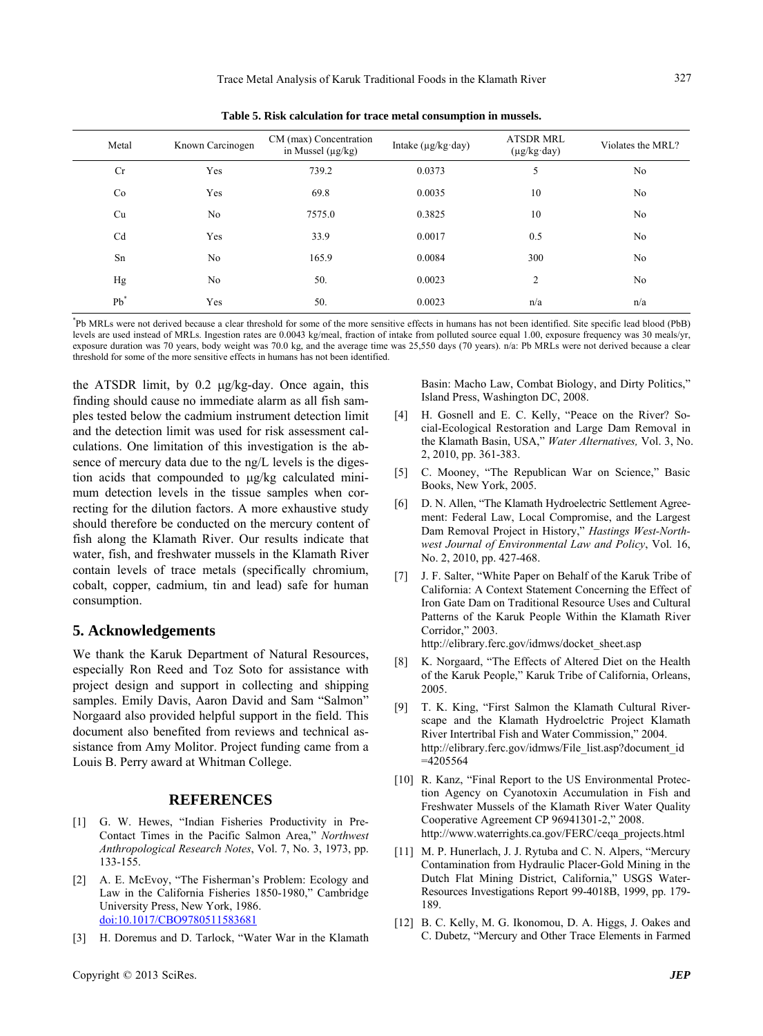**Table 5. Risk calculation for trace metal consumption in mussels.**

| Metal | Known Carcinogen | CM (max) Concentration in Mussel (μg/kg) | Intake (μg/kg·day) | ATSDR MRL (μg/kg·day) | Violates the MRL? |
|---|---|---|---|---|---|
| Cr | Yes | 739.2 | 0.0373 | 5 | No |
| Co | Yes | 69.8 | 0.0035 | 10 | No |
| Cu | No | 7575.0 | 0.3825 | 10 | No |
| Cd | Yes | 33.9 | 0.0017 | 0.5 | No |
| Sn | No | 165.9 | 0.0084 | 300 | No |
| Hg | No | 50. | 0.0023 | 2 | No |
| Pb* | Yes | 50. | 0.0023 | n/a | n/a |

*Pb MRLs were not derived because a clear threshold for some of the more sensitive effects in humans has not been identified. Site specific lead blood (PbB) levels are used instead of MRLs. Ingestion rates are 0.0043 kg/meal, fraction of intake from polluted source equal 1.00, exposure frequency was 30 meals/yr, exposure duration was 70 years, body weight was 70.0 kg, and the average time was 25,550 days (70 years). n/a: Pb MRLs were not derived because a clear threshold for some of the more sensitive effects in humans has not been identified.

the ATSDR limit, by 0.2 μg/kg-day. Once again, this finding should cause no immediate alarm as all fish samples tested below the cadmium instrument detection limit and the detection limit was used for risk assessment calculations. One limitation of this investigation is the absence of mercury data due to the ng/L levels is the digestion acids that compounded to μg/kg calculated minimum detection levels in the tissue samples when correcting for the dilution factors. A more exhaustive study should therefore be conducted on the mercury content of fish along the Klamath River. Our results indicate that water, fish, and freshwater mussels in the Klamath River contain levels of trace metals (specifically chromium, cobalt, copper, cadmium, tin and lead) safe for human consumption.

## 5. Acknowledgements

We thank the Karuk Department of Natural Resources, especially Ron Reed and Toz Soto for assistance with project design and support in collecting and shipping samples. Emily Davis, Aaron David and Sam "Salmon" Norgaard also provided helpful support in the field. This document also benefited from reviews and technical assistance from Amy Molitor. Project funding came from a Louis B. Perry award at Whitman College.

## REFERENCES

[1] G. W. Hewes, "Indian Fisheries Productivity in Pre-Contact Times in the Pacific Salmon Area," *Northwest Anthropological Research Notes*, Vol. 7, No. 3, 1973, pp. 133-155.

[2] A. E. McEvoy, "The Fisherman's Problem: Ecology and Law in the California Fisheries 1850-1980," Cambridge University Press, New York, 1986. doi:10.1017/CBO9780511583681

[3] H. Doremus and D. Tarlock, "Water War in the Klamath Basin: Macho Law, Combat Biology, and Dirty Politics," Island Press, Washington DC, 2008.

[4] H. Gosnell and E. C. Kelly, "Peace on the River? Social-Ecological Restoration and Large Dam Removal in the Klamath Basin, USA," *Water Alternatives,* Vol. 3, No. 2, 2010, pp. 361-383.

[5] C. Mooney, "The Republican War on Science," Basic Books, New York, 2005.

[6] D. N. Allen, "The Klamath Hydroelectric Settlement Agreement: Federal Law, Local Compromise, and the Largest Dam Removal Project in History," *Hastings West-Northwest Journal of Environmental Law and Policy*, Vol. 16, No. 2, 2010, pp. 427-468.

[7] J. F. Salter, "White Paper on Behalf of the Karuk Tribe of California: A Context Statement Concerning the Effect of Iron Gate Dam on Traditional Resource Uses and Cultural Patterns of the Karuk People Within the Klamath River Corridor," 2003. http://elibrary.ferc.gov/idmws/docket_sheet.asp

[8] K. Norgaard, "The Effects of Altered Diet on the Health of the Karuk People," Karuk Tribe of California, Orleans, 2005.

[9] T. K. King, "First Salmon the Klamath Cultural Riverscape and the Klamath Hydroelctric Project Klamath River Intertribal Fish and Water Commission," 2004. http://elibrary.ferc.gov/idmws/File_list.asp?document_id=4205564

[10] R. Kanz, "Final Report to the US Environmental Protection Agency on Cyanotoxin Accumulation in Fish and Freshwater Mussels of the Klamath River Water Quality Cooperative Agreement CP 96941301-2," 2008. http://www.waterrights.ca.gov/FERC/ceqa_projects.html

[11] M. P. Hunerlach, J. J. Rytuba and C. N. Alpers, "Mercury Contamination from Hydraulic Placer-Gold Mining in the Dutch Flat Mining District, California," USGS Water-Resources Investigations Report 99-4018B, 1999, pp. 179-189.

[12] B. C. Kelly, M. G. Ikonomou, D. A. Higgs, J. Oakes and C. Dubetz, "Mercury and Other Trace Elements in Farmed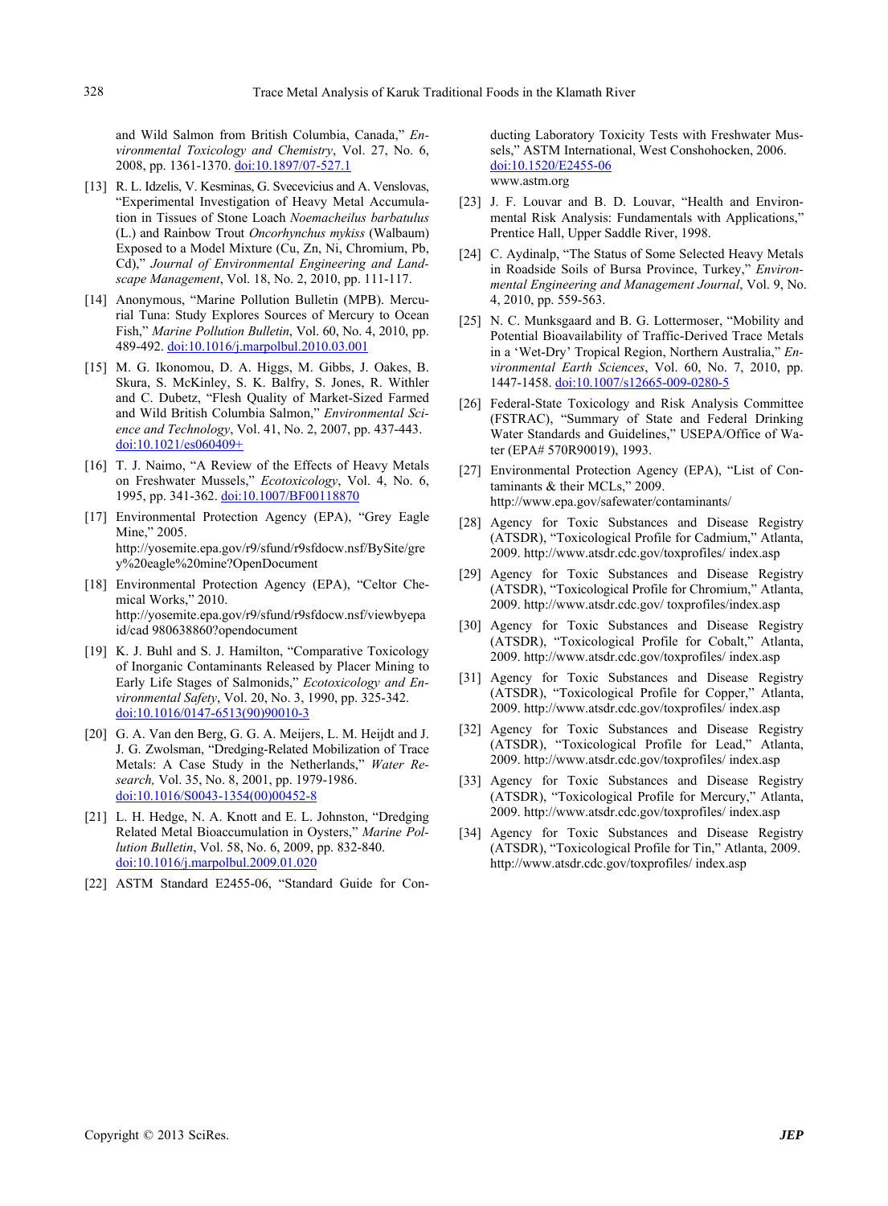and Wild Salmon from British Columbia, Canada," *Environmental Toxicology and Chemistry*, Vol. 27, No. 6, 2008, pp. 1361-1370. doi:10.1897/07-527.1

[13] R. L. Idzelis, V. Kesminas, G. Svecevicius and A. Venslovas, "Experimental Investigation of Heavy Metal Accumulation in Tissues of Stone Loach *Noemacheilus barbatulus* (L.) and Rainbow Trout *Oncorhynchus mykiss* (Walbaum) Exposed to a Model Mixture (Cu, Zn, Ni, Chromium, Pb, Cd)," *Journal of Environmental Engineering and Landscape Management*, Vol. 18, No. 2, 2010, pp. 111-117.

[14] Anonymous, "Marine Pollution Bulletin (MPB). Mercurial Tuna: Study Explores Sources of Mercury to Ocean Fish," *Marine Pollution Bulletin*, Vol. 60, No. 4, 2010, pp. 489-492. doi:10.1016/j.marpolbul.2010.03.001

[15] M. G. Ikonomou, D. A. Higgs, M. Gibbs, J. Oakes, B. Skura, S. McKinley, S. K. Balfry, S. Jones, R. Withler and C. Dubetz, "Flesh Quality of Market-Sized Farmed and Wild British Columbia Salmon," *Environmental Science and Technology*, Vol. 41, No. 2, 2007, pp. 437-443. doi:10.1021/es060409+

[16] T. J. Naimo, "A Review of the Effects of Heavy Metals on Freshwater Mussels," *Ecotoxicology*, Vol. 4, No. 6, 1995, pp. 341-362. doi:10.1007/BF00118870

[17] Environmental Protection Agency (EPA), "Grey Eagle Mine," 2005. http://yosemite.epa.gov/r9/sfund/r9sfdocw.nsf/BySite/grey%20eagle%20mine?OpenDocument

[18] Environmental Protection Agency (EPA), "Celtor Chemical Works," 2010. http://yosemite.epa.gov/r9/sfund/r9sfdocw.nsf/viewbyepaid/cad 980638860?opendocument

[19] K. J. Buhl and S. J. Hamilton, "Comparative Toxicology of Inorganic Contaminants Released by Placer Mining to Early Life Stages of Salmonids," *Ecotoxicology and Environmental Safety*, Vol. 20, No. 3, 1990, pp. 325-342. doi:10.1016/0147-6513(90)90010-3

[20] G. A. Van den Berg, G. G. A. Meijers, L. M. Heijdt and J. J. G. Zwolsman, "Dredging-Related Mobilization of Trace Metals: A Case Study in the Netherlands," *Water Research,* Vol. 35, No. 8, 2001, pp. 1979-1986. doi:10.1016/S0043-1354(00)00452-8

[21] L. H. Hedge, N. A. Knott and E. L. Johnston, "Dredging Related Metal Bioaccumulation in Oysters," *Marine Pollution Bulletin*, Vol. 58, No. 6, 2009, pp. 832-840. doi:10.1016/j.marpolbul.2009.01.020

[22] ASTM Standard E2455-06, "Standard Guide for Conducting Laboratory Toxicity Tests with Freshwater Mussels," ASTM International, West Conshohocken, 2006. doi:10.1520/E2455-06 www.astm.org

[23] J. F. Louvar and B. D. Louvar, "Health and Environmental Risk Analysis: Fundamentals with Applications," Prentice Hall, Upper Saddle River, 1998.

[24] C. Aydinalp, "The Status of Some Selected Heavy Metals in Roadside Soils of Bursa Province, Turkey," *Environmental Engineering and Management Journal*, Vol. 9, No. 4, 2010, pp. 559-563.

[25] N. C. Munksgaard and B. G. Lottermoser, "Mobility and Potential Bioavailability of Traffic-Derived Trace Metals in a 'Wet-Dry' Tropical Region, Northern Australia," *Environmental Earth Sciences*, Vol. 60, No. 7, 2010, pp. 1447-1458. doi:10.1007/s12665-009-0280-5

[26] Federal-State Toxicology and Risk Analysis Committee (FSTRAC), "Summary of State and Federal Drinking Water Standards and Guidelines," USEPA/Office of Water (EPA# 570R90019), 1993.

[27] Environmental Protection Agency (EPA), "List of Contaminants & their MCLs," 2009. http://www.epa.gov/safewater/contaminants/

[28] Agency for Toxic Substances and Disease Registry (ATSDR), "Toxicological Profile for Cadmium," Atlanta, 2009. http://www.atsdr.cdc.gov/toxprofiles/ index.asp

[29] Agency for Toxic Substances and Disease Registry (ATSDR), "Toxicological Profile for Chromium," Atlanta, 2009. http://www.atsdr.cdc.gov/ toxprofiles/index.asp

[30] Agency for Toxic Substances and Disease Registry (ATSDR), "Toxicological Profile for Cobalt," Atlanta, 2009. http://www.atsdr.cdc.gov/toxprofiles/ index.asp

[31] Agency for Toxic Substances and Disease Registry (ATSDR), "Toxicological Profile for Copper," Atlanta, 2009. http://www.atsdr.cdc.gov/toxprofiles/ index.asp

[32] Agency for Toxic Substances and Disease Registry (ATSDR), "Toxicological Profile for Lead," Atlanta, 2009. http://www.atsdr.cdc.gov/toxprofiles/ index.asp

[33] Agency for Toxic Substances and Disease Registry (ATSDR), "Toxicological Profile for Mercury," Atlanta, 2009. http://www.atsdr.cdc.gov/toxprofiles/ index.asp

[34] Agency for Toxic Substances and Disease Registry (ATSDR), "Toxicological Profile for Tin," Atlanta, 2009. http://www.atsdr.cdc.gov/toxprofiles/ index.asp